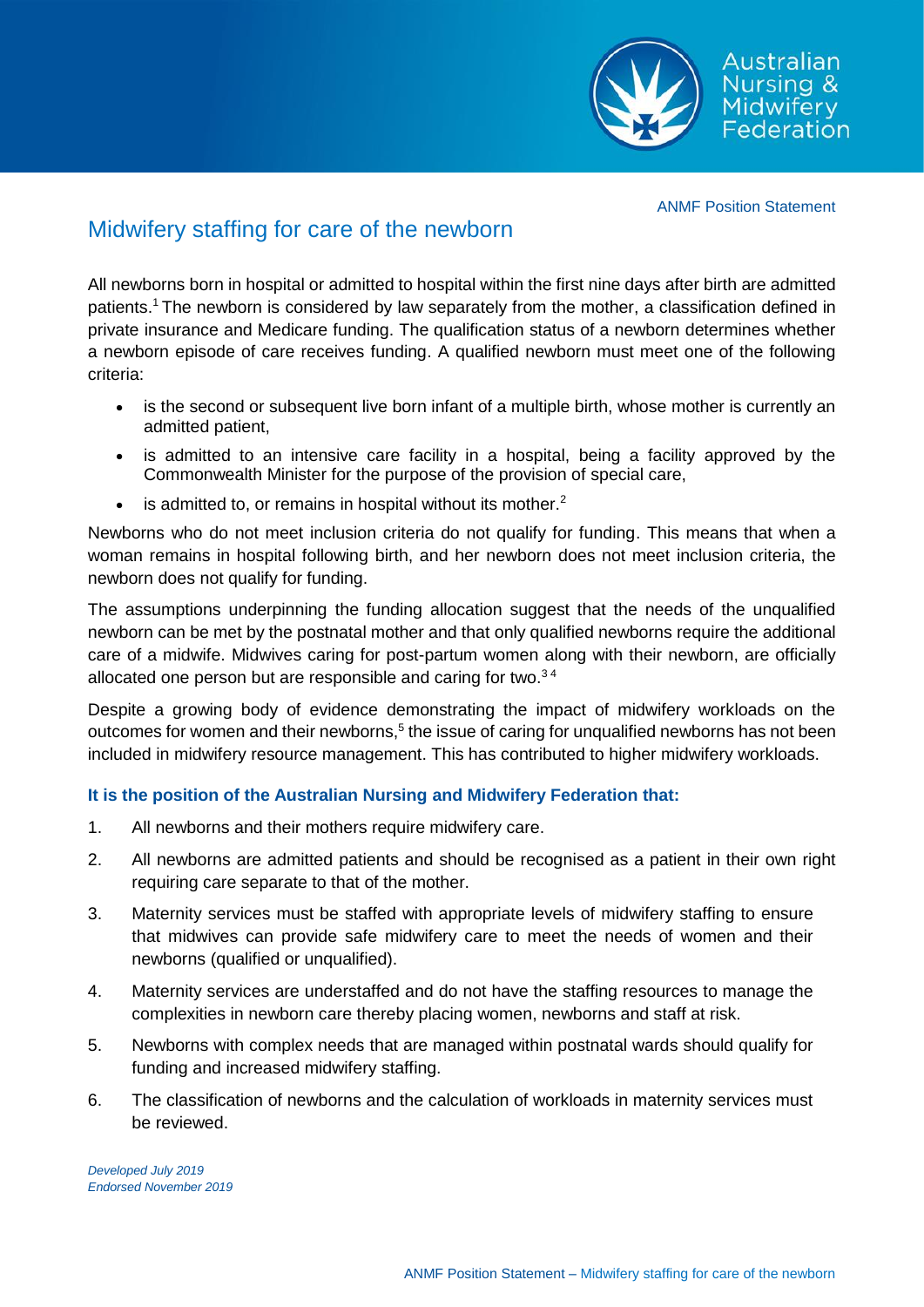ANMF Position Statement

# Midwifery staffing for care of the newborn

All newborns born in hospital or admitted to hospital within the first nine days after birth are admitted patients.[1] The newborn is considered by law separately from the mother, a classification defined in private insurance and Medicare funding. The qualification status of a newborn determines whether a newborn episode of care receives funding. A qualified newborn must meet one of the following criteria:

- is the second or subsequent live born infant of a multiple birth, whose mother is currently an admitted patient,
- is admitted to an intensive care facility in a hospital, being a facility approved by the Commonwealth Minister for the purpose of the provision of special care,
- is admitted to, or remains in hospital without its mother.[2]

Newborns who do not meet inclusion criteria do not qualify for funding. This means that when a woman remains in hospital following birth, and her newborn does not meet inclusion criteria, the newborn does not qualify for funding.

The assumptions underpinning the funding allocation suggest that the needs of the unqualified newborn can be met by the postnatal mother and that only qualified newborns require the additional care of a midwife. Midwives caring for post-partum women along with their newborn, are officially allocated one person but are responsible and caring for two.[3 4]

Despite a growing body of evidence demonstrating the impact of midwifery workloads on the outcomes for women and their newborns,[5] the issue of caring for unqualified newborns has not been included in midwifery resource management. This has contributed to higher midwifery workloads.

### It is the position of the Australian Nursing and Midwifery Federation that:

1. All newborns and their mothers require midwifery care.
2. All newborns are admitted patients and should be recognised as a patient in their own right requiring care separate to that of the mother.
3. Maternity services must be staffed with appropriate levels of midwifery staffing to ensure that midwives can provide safe midwifery care to meet the needs of women and their newborns (qualified or unqualified).
4. Maternity services are understaffed and do not have the staffing resources to manage the complexities in newborn care thereby placing women, newborns and staff at risk.
5. Newborns with complex needs that are managed within postnatal wards should qualify for funding and increased midwifery staffing.
6. The classification of newborns and the calculation of workloads in maternity services must be reviewed.

*Developed July 2019*
*Endorsed November 2019*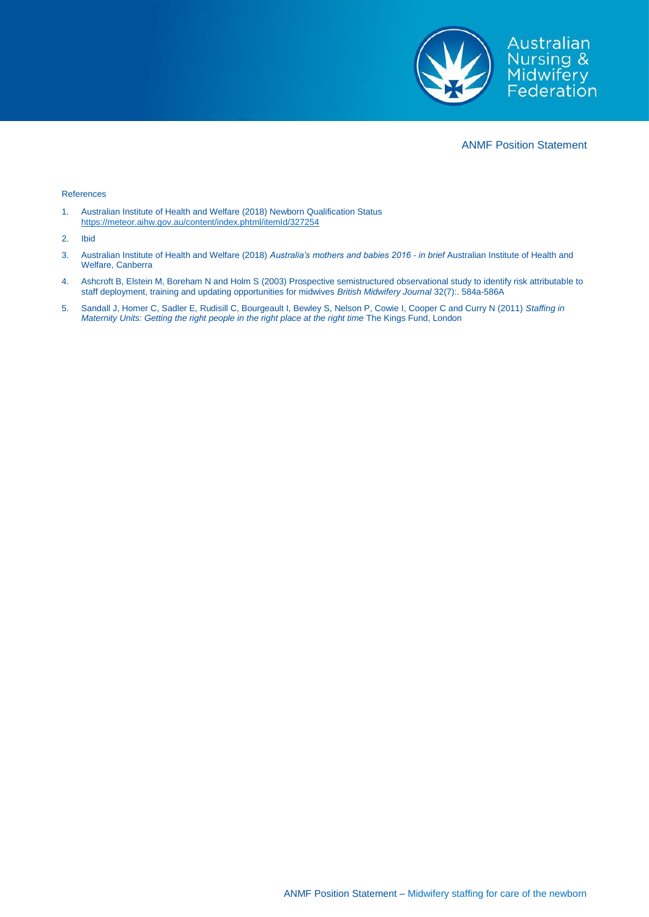References

1. Australian Institute of Health and Welfare (2018) Newborn Qualification Status https://meteor.aihw.gov.au/content/index.phtml/itemId/327254
2. Ibid
3. Australian Institute of Health and Welfare (2018) *Australia's mothers and babies 2016 - in brief* Australian Institute of Health and Welfare, Canberra
4. Ashcroft B, Elstein M, Boreham N and Holm S (2003) Prospective semistructured observational study to identify risk attributable to staff deployment, training and updating opportunities for midwives *British Midwifery Journal* 32(7):. 584a-586A
5. Sandall J, Homer C, Sadler E, Rudisill C, Bourgeault I, Bewley S, Nelson P, Cowie I, Cooper C and Curry N (2011) *Staffing in Maternity Units: Getting the right people in the right place at the right time* The Kings Fund, London